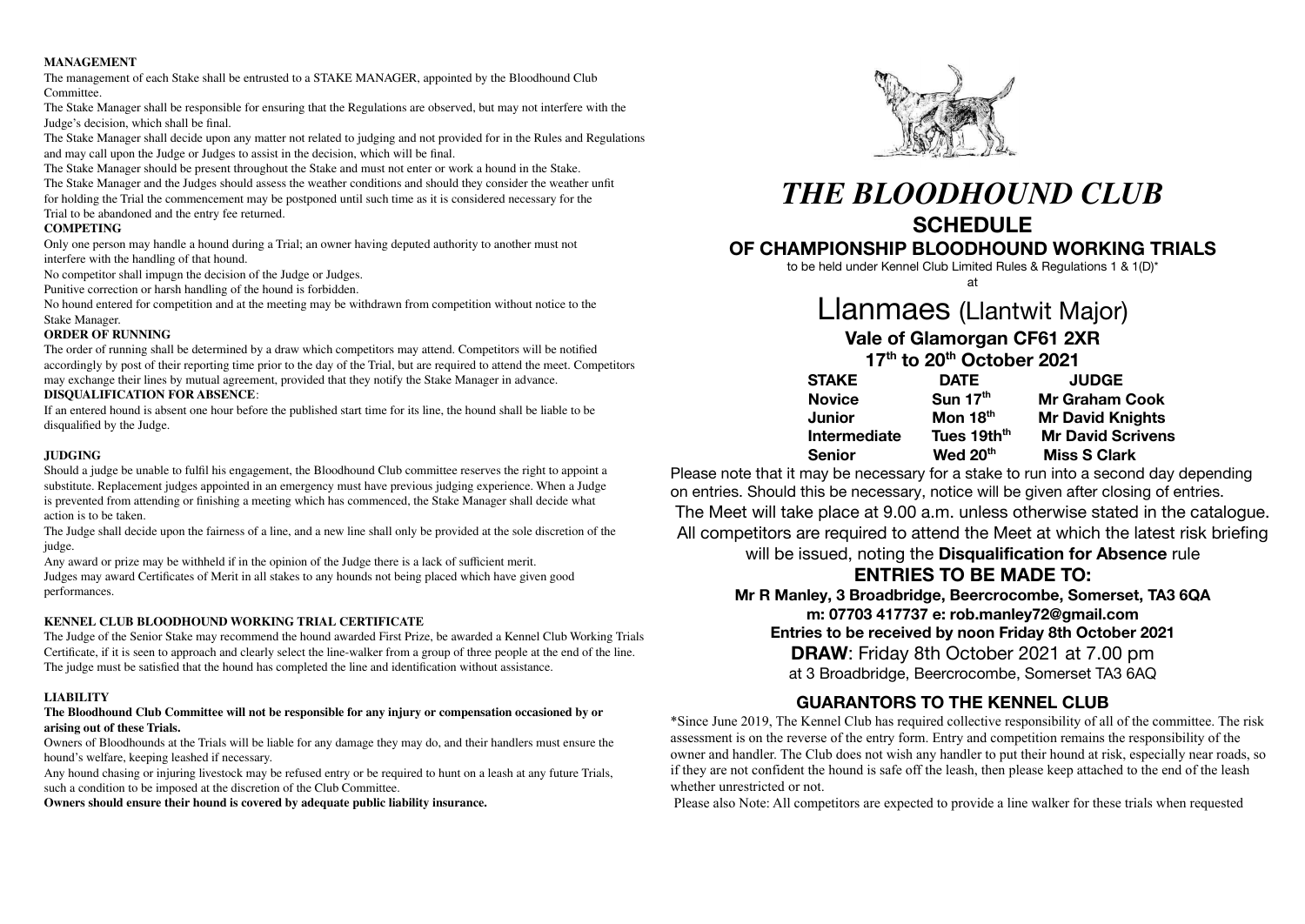**MANAGEMENT**

The management of each Stake shall be entrusted to a STAKE MANAGER, appointed by the Bloodhound Club Committee.

The Stake Manager shall be responsible for ensuring that the Regulations are observed, but may not interfere with the Judge's decision, which shall be final.

The Stake Manager shall decide upon any matter not related to judging and not provided for in the Rules and Regulations and may call upon the Judge or Judges to assist in the decision, which will be final.

The Stake Manager should be present throughout the Stake and must not enter or work a hound in the Stake.

The Stake Manager and the Judges should assess the weather conditions and should they consider the weather unfit for holding the Trial the commencement may be postponed until such time as it is considered necessary for the Trial to be abandoned and the entry fee returned.

**COMPETING**

Only one person may handle a hound during a Trial; an owner having deputed authority to another must not interfere with the handling of that hound.

No competitor shall impugn the decision of the Judge or Judges.

Punitive correction or harsh handling of the hound is forbidden.

No hound entered for competition and at the meeting may be withdrawn from competition without notice to the Stake Manager.

**ORDER OF RUNNING**

The order of running shall be determined by a draw which competitors may attend. Competitors will be notified accordingly by post of their reporting time prior to the day of the Trial, but are required to attend the meet. Competitors may exchange their lines by mutual agreement, provided that they notify the Stake Manager in advance.

**DISQUALIFICATION FOR ABSENCE**:

If an entered hound is absent one hour before the published start time for its line, the hound shall be liable to be disqualified by the Judge.

**JUDGING**

Should a judge be unable to fulfil his engagement, the Bloodhound Club committee reserves the right to appoint a substitute. Replacement judges appointed in an emergency must have previous judging experience. When a Judge is prevented from attending or finishing a meeting which has commenced, the Stake Manager shall decide what action is to be taken.

The Judge shall decide upon the fairness of a line, and a new line shall only be provided at the sole discretion of the judge.

Any award or prize may be withheld if in the opinion of the Judge there is a lack of sufficient merit.

Judges may award Certificates of Merit in all stakes to any hounds not being placed which have given good performances.

**KENNEL CLUB BLOODHOUND WORKING TRIAL CERTIFICATE**

The Judge of the Senior Stake may recommend the hound awarded First Prize, be awarded a Kennel Club Working Trials Certificate, if it is seen to approach and clearly select the line-walker from a group of three people at the end of the line. The judge must be satisfied that the hound has completed the line and identification without assistance.

**LIABILITY**

**The Bloodhound Club Committee will not be responsible for any injury or compensation occasioned by or arising out of these Trials.**

Owners of Bloodhounds at the Trials will be liable for any damage they may do, and their handlers must ensure the hound's welfare, keeping leashed if necessary.

Any hound chasing or injuring livestock may be refused entry or be required to hunt on a leash at any future Trials, such a condition to be imposed at the discretion of the Club Committee.

**Owners should ensure their hound is covered by adequate public liability insurance.**

# *THE BLOODHOUND CLUB*

## SCHEDULE

### OF CHAMPIONSHIP BLOODHOUND WORKING TRIALS

to be held under Kennel Club Limited Rules & Regulations 1 & 1(D)*

at

# Llanmaes (Llantwit Major)

**Vale of Glamorgan CF61 2XR**

**17th to 20th October 2021**

| STAKE | DATE | JUDGE |
|---|---|---|
| Novice | Sun 17th | Mr Graham Cook |
| Junior | Mon 18th | Mr David Knights |
| Intermediate | Tues 19thth | Mr David Scrivens |
| Senior | Wed 20th | Miss S Clark |

Please note that it may be necessary for a stake to run into a second day depending on entries. Should this be necessary, notice will be given after closing of entries.

The Meet will take place at 9.00 a.m. unless otherwise stated in the catalogue.

All competitors are required to attend the Meet at which the latest risk briefing will be issued, noting the **Disqualification for Absence** rule

## ENTRIES TO BE MADE TO:

**Mr R Manley, 3 Broadbridge, Beercrocombe, Somerset, TA3 6QA**

**m: 07703 417737 e: rob.manley72@gmail.com**

**Entries to be received by noon Friday 8th October 2021**

**DRAW**: Friday 8th October 2021 at 7.00 pm

at 3 Broadbridge, Beercrocombe, Somerset TA3 6AQ

## GUARANTORS TO THE KENNEL CLUB

*Since June 2019, The Kennel Club has required collective responsibility of all of the committee. The risk assessment is on the reverse of the entry form. Entry and competition remains the responsibility of the owner and handler. The Club does not wish any handler to put their hound at risk, especially near roads, so if they are not confident the hound is safe off the leash, then please keep attached to the end of the leash whether unrestricted or not.

Please also Note: All competitors are expected to provide a line walker for these trials when requested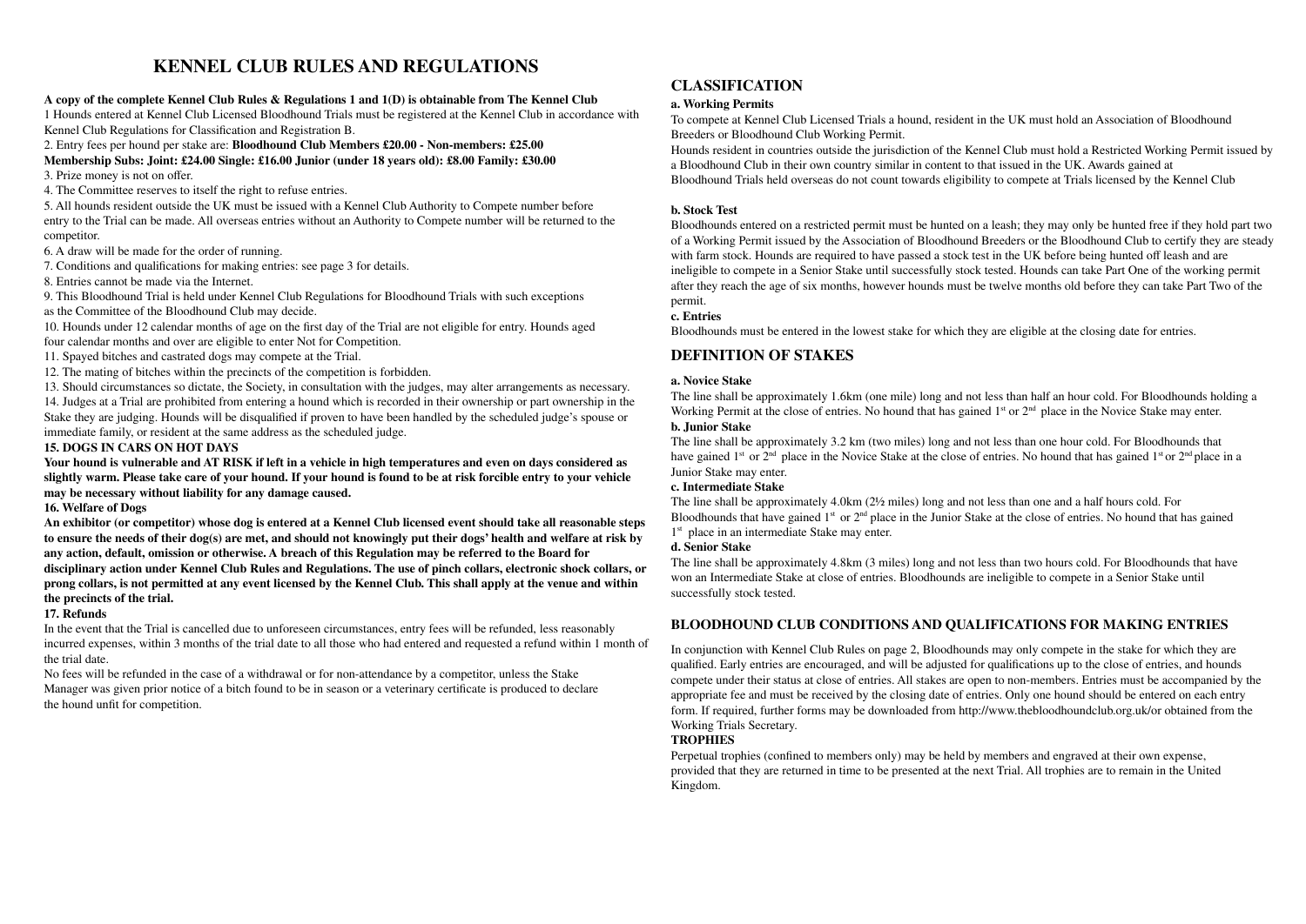# KENNEL CLUB RULES AND REGULATIONS

**A copy of the complete Kennel Club Rules & Regulations 1 and 1(D) is obtainable from The Kennel Club**

1 Hounds entered at Kennel Club Licensed Bloodhound Trials must be registered at the Kennel Club in accordance with Kennel Club Regulations for Classification and Registration B.

2. Entry fees per hound per stake are: **Bloodhound Club Members £20.00 - Non-members: £25.00**
**Membership Subs: Joint: £24.00 Single: £16.00 Junior (under 18 years old): £8.00 Family: £30.00**

3. Prize money is not on offer.

4. The Committee reserves to itself the right to refuse entries.

5. All hounds resident outside the UK must be issued with a Kennel Club Authority to Compete number before entry to the Trial can be made. All overseas entries without an Authority to Compete number will be returned to the competitor.

6. A draw will be made for the order of running.

7. Conditions and qualifications for making entries: see page 3 for details.

8. Entries cannot be made via the Internet.

9. This Bloodhound Trial is held under Kennel Club Regulations for Bloodhound Trials with such exceptions as the Committee of the Bloodhound Club may decide.

10. Hounds under 12 calendar months of age on the first day of the Trial are not eligible for entry. Hounds aged four calendar months and over are eligible to enter Not for Competition.

11. Spayed bitches and castrated dogs may compete at the Trial.

12. The mating of bitches within the precincts of the competition is forbidden.

13. Should circumstances so dictate, the Society, in consultation with the judges, may alter arrangements as necessary.

14. Judges at a Trial are prohibited from entering a hound which is recorded in their ownership or part ownership in the Stake they are judging. Hounds will be disqualified if proven to have been handled by the scheduled judge's spouse or immediate family, or resident at the same address as the scheduled judge.

**15. DOGS IN CARS ON HOT DAYS**

**Your hound is vulnerable and AT RISK if left in a vehicle in high temperatures and even on days considered as slightly warm. Please take care of your hound. If your hound is found to be at risk forcible entry to your vehicle may be necessary without liability for any damage caused.**

**16. Welfare of Dogs**

**An exhibitor (or competitor) whose dog is entered at a Kennel Club licensed event should take all reasonable steps to ensure the needs of their dog(s) are met, and should not knowingly put their dogs' health and welfare at risk by any action, default, omission or otherwise. A breach of this Regulation may be referred to the Board for disciplinary action under Kennel Club Rules and Regulations. The use of pinch collars, electronic shock collars, or prong collars, is not permitted at any event licensed by the Kennel Club. This shall apply at the venue and within the precincts of the trial.**

**17. Refunds**

In the event that the Trial is cancelled due to unforeseen circumstances, entry fees will be refunded, less reasonably incurred expenses, within 3 months of the trial date to all those who had entered and requested a refund within 1 month of the trial date.

No fees will be refunded in the case of a withdrawal or for non-attendance by a competitor, unless the Stake Manager was given prior notice of a bitch found to be in season or a veterinary certificate is produced to declare the hound unfit for competition.

## CLASSIFICATION

**a. Working Permits**

To compete at Kennel Club Licensed Trials a hound, resident in the UK must hold an Association of Bloodhound Breeders or Bloodhound Club Working Permit.

Hounds resident in countries outside the jurisdiction of the Kennel Club must hold a Restricted Working Permit issued by a Bloodhound Club in their own country similar in content to that issued in the UK. Awards gained at Bloodhound Trials held overseas do not count towards eligibility to compete at Trials licensed by the Kennel Club

**b. Stock Test**

Bloodhounds entered on a restricted permit must be hunted on a leash; they may only be hunted free if they hold part two of a Working Permit issued by the Association of Bloodhound Breeders or the Bloodhound Club to certify they are steady with farm stock. Hounds are required to have passed a stock test in the UK before being hunted off leash and are ineligible to compete in a Senior Stake until successfully stock tested. Hounds can take Part One of the working permit after they reach the age of six months, however hounds must be twelve months old before they can take Part Two of the permit.

**c. Entries**

Bloodhounds must be entered in the lowest stake for which they are eligible at the closing date for entries.

## DEFINITION OF STAKES

**a. Novice Stake**

The line shall be approximately 1.6km (one mile) long and not less than half an hour cold. For Bloodhounds holding a Working Permit at the close of entries. No hound that has gained 1st or 2nd place in the Novice Stake may enter.

**b. Junior Stake**

The line shall be approximately 3.2 km (two miles) long and not less than one hour cold. For Bloodhounds that have gained 1st or 2nd place in the Novice Stake at the close of entries. No hound that has gained 1st or 2nd place in a Junior Stake may enter.

**c. Intermediate Stake**

The line shall be approximately 4.0km (2½ miles) long and not less than one and a half hours cold. For Bloodhounds that have gained 1st or 2nd place in the Junior Stake at the close of entries. No hound that has gained 1st place in an intermediate Stake may enter.

**d. Senior Stake**

The line shall be approximately 4.8km (3 miles) long and not less than two hours cold. For Bloodhounds that have won an Intermediate Stake at close of entries. Bloodhounds are ineligible to compete in a Senior Stake until successfully stock tested.

### BLOODHOUND CLUB CONDITIONS AND QUALIFICATIONS FOR MAKING ENTRIES

In conjunction with Kennel Club Rules on page 2, Bloodhounds may only compete in the stake for which they are qualified. Early entries are encouraged, and will be adjusted for qualifications up to the close of entries, and hounds compete under their status at close of entries. All stakes are open to non-members. Entries must be accompanied by the appropriate fee and must be received by the closing date of entries. Only one hound should be entered on each entry form. If required, further forms may be downloaded from http://www.thebloodhoundclub.org.uk/or obtained from the Working Trials Secretary.

**TROPHIES**

Perpetual trophies (confined to members only) may be held by members and engraved at their own expense, provided that they are returned in time to be presented at the next Trial. All trophies are to remain in the United Kingdom.